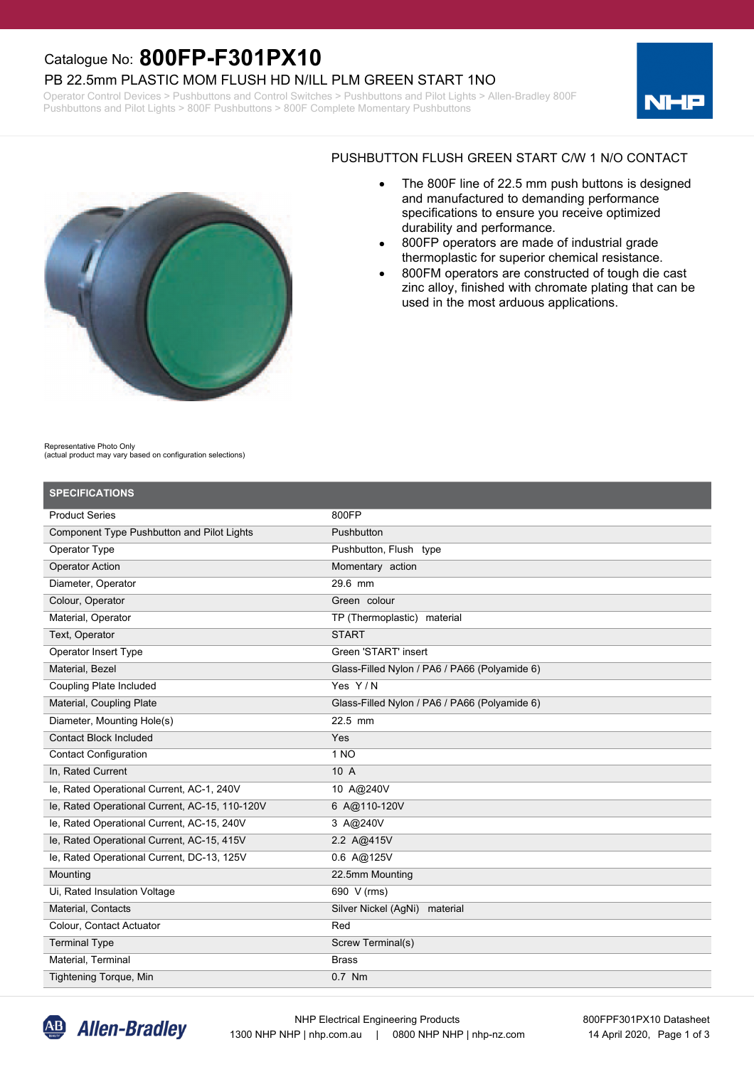# Catalogue No: **800FP-F301PX10**

PB 22.5mm PLASTIC MOM FLUSH HD N/ILL PLM GREEN START 1NO

Operator Control Devices > Pushbuttons and Control Switches > Pushbuttons and Pilot Lights > Allen-Bradley 800F Pushbuttons and Pilot Lights > 800F Pushbuttons > 800F Complete Momentary Pushbuttons

PUSHBUTTON FLUSH GREEN START C/W 1 N/O CONTACT

- The 800F line of 22.5 mm push buttons is designed and manufactured to demanding performance specifications to ensure you receive optimized durability and performance.
- 800FP operators are made of industrial grade thermoplastic for superior chemical resistance.
- 800FM operators are constructed of tough die cast zinc alloy, finished with chromate plating that can be used in the most arduous applications.

Representative Photo Only
(actual product may vary based on configuration selections)

## SPECIFICATIONS

| | |
|---|---|
| Product Series | 800FP |
| Component Type Pushbutton and Pilot Lights | Pushbutton |
| Operator Type | Pushbutton, Flush type |
| Operator Action | Momentary action |
| Diameter, Operator | 29.6 mm |
| Colour, Operator | Green colour |
| Material, Operator | TP (Thermoplastic) material |
| Text, Operator | START |
| Operator Insert Type | Green 'START' insert |
| Material, Bezel | Glass-Filled Nylon / PA6 / PA66 (Polyamide 6) |
| Coupling Plate Included | Yes Y / N |
| Material, Coupling Plate | Glass-Filled Nylon / PA6 / PA66 (Polyamide 6) |
| Diameter, Mounting Hole(s) | 22.5 mm |
| Contact Block Included | Yes |
| Contact Configuration | 1 NO |
| In, Rated Current | 10 A |
| Ie, Rated Operational Current, AC-1, 240V | 10 A@240V |
| Ie, Rated Operational Current, AC-15, 110-120V | 6 A@110-120V |
| Ie, Rated Operational Current, AC-15, 240V | 3 A@240V |
| Ie, Rated Operational Current, AC-15, 415V | 2.2 A@415V |
| Ie, Rated Operational Current, DC-13, 125V | 0.6 A@125V |
| Mounting | 22.5mm Mounting |
| Ui, Rated Insulation Voltage | 690 V (rms) |
| Material, Contacts | Silver Nickel (AgNi) material |
| Colour, Contact Actuator | Red |
| Terminal Type | Screw Terminal(s) |
| Material, Terminal | Brass |
| Tightening Torque, Min | 0.7 Nm |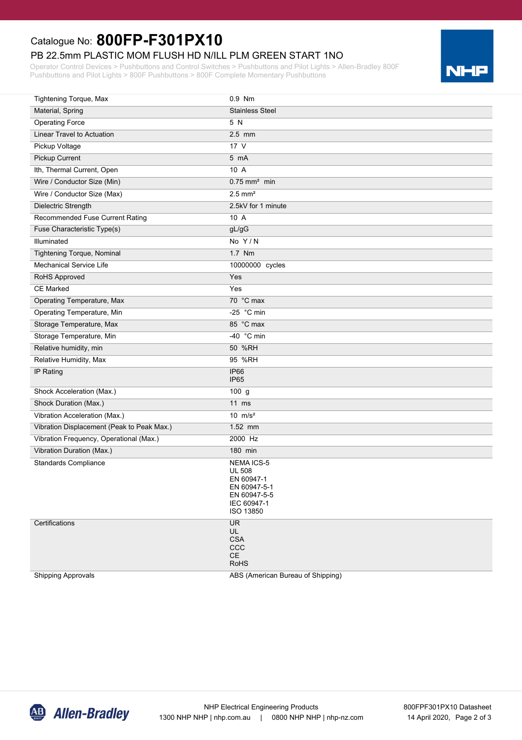Catalogue No: **800FP-F301PX10**

PB 22.5mm PLASTIC MOM FLUSH HD N/ILL PLM GREEN START 1NO

Operator Control Devices > Pushbuttons and Control Switches > Pushbuttons and Pilot Lights > Allen-Bradley 800F Pushbuttons and Pilot Lights > 800F Pushbuttons > 800F Complete Momentary Pushbuttons

| Property | Value |
|---|---|
| Tightening Torque, Max | 0.9 Nm |
| Material, Spring | Stainless Steel |
| Operating Force | 5 N |
| Linear Travel to Actuation | 2.5 mm |
| Pickup Voltage | 17 V |
| Pickup Current | 5 mA |
| Ith, Thermal Current, Open | 10 A |
| Wire / Conductor Size (Min) | 0.75 mm² min |
| Wire / Conductor Size (Max) | 2.5 mm² |
| Dielectric Strength | 2.5kV for 1 minute |
| Recommended Fuse Current Rating | 10 A |
| Fuse Characteristic Type(s) | gL/gG |
| Illuminated | No Y / N |
| Tightening Torque, Nominal | 1.7 Nm |
| Mechanical Service Life | 10000000 cycles |
| RoHS Approved | Yes |
| CE Marked | Yes |
| Operating Temperature, Max | 70 °C max |
| Operating Temperature, Min | -25 °C min |
| Storage Temperature, Max | 85 °C max |
| Storage Temperature, Min | -40 °C min |
| Relative humidity, min | 50 %RH |
| Relative Humidity, Max | 95 %RH |
| IP Rating | IP66<br>IP65 |
| Shock Acceleration (Max.) | 100 g |
| Shock Duration (Max.) | 11 ms |
| Vibration Acceleration (Max.) | 10 m/s² |
| Vibration Displacement (Peak to Peak Max.) | 1.52 mm |
| Vibration Frequency, Operational (Max.) | 2000 Hz |
| Vibration Duration (Max.) | 180 min |
| Standards Compliance | NEMA ICS-5<br>UL 508<br>EN 60947-1<br>EN 60947-5-1<br>EN 60947-5-5<br>IEC 60947-1<br>ISO 13850 |
| Certifications | UR<br>UL<br>CSA<br>CCC<br>CE<br>RoHS |
| Shipping Approvals | ABS (American Bureau of Shipping) |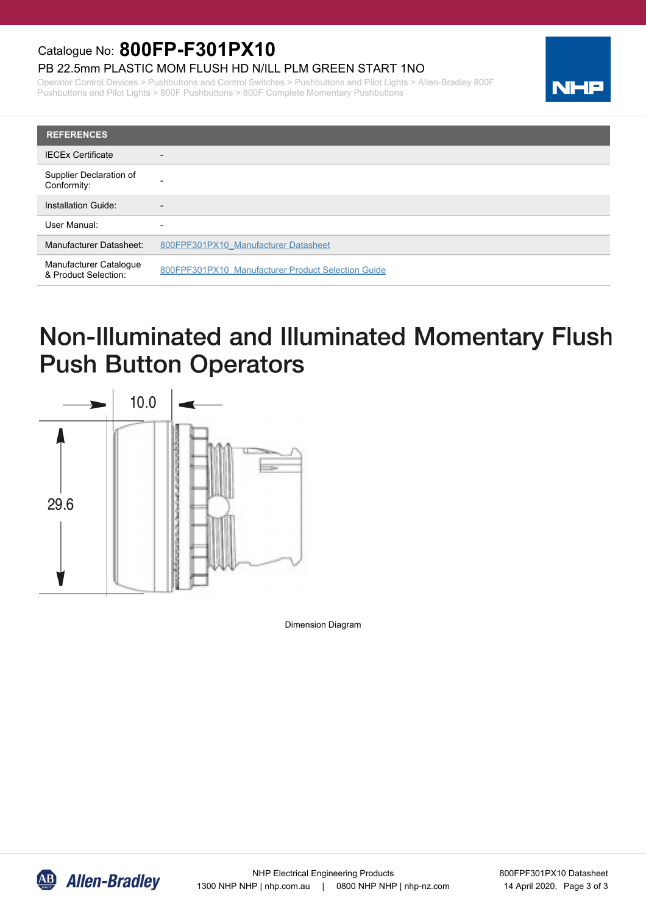Catalogue No: **800FP-F301PX10**

PB 22.5mm PLASTIC MOM FLUSH HD N/ILL PLM GREEN START 1NO

Operator Control Devices > Pushbuttons and Control Switches > Pushbuttons and Pilot Lights > Allen-Bradley 800F Pushbuttons and Pilot Lights > 800F Pushbuttons > 800F Complete Momentary Pushbuttons

| REFERENCES | |
|---|---|
| IECEx Certificate | - |
| Supplier Declaration of Conformity: | - |
| Installation Guide: | - |
| User Manual: | - |
| Manufacturer Datasheet: | 800FPF301PX10_Manufacturer Datasheet |
| Manufacturer Catalogue & Product Selection: | 800FPF301PX10_Manufacturer Product Selection Guide |

# Non-Illuminated and Illuminated Momentary Flush Push Button Operators

10.0

29.6

Dimension Diagram